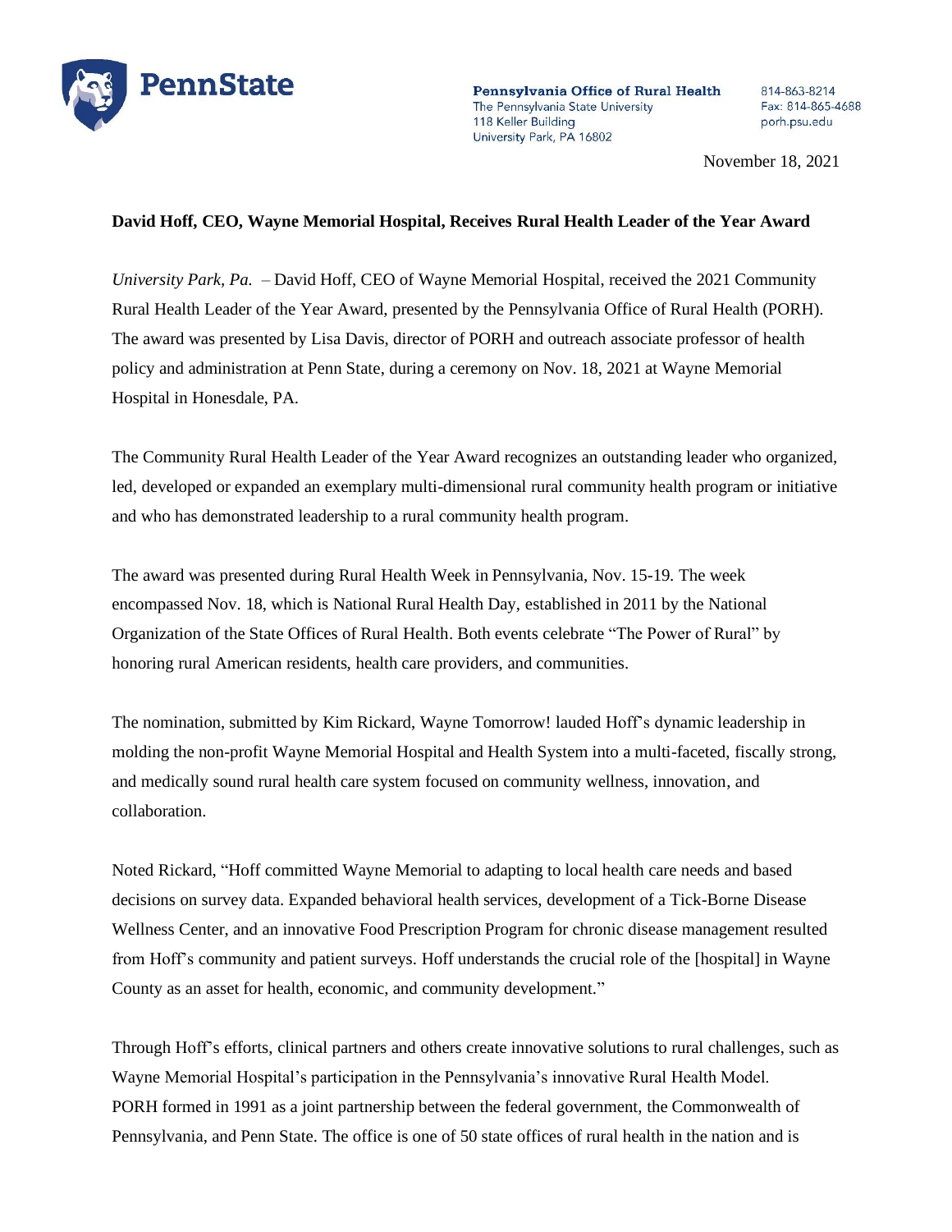PennState

**Pennsylvania Office of Rural Health**
The Pennsylvania State University
118 Keller Building
University Park, PA 16802

814-863-8214
Fax: 814-865-4688
porh.psu.edu

November 18, 2021

**David Hoff, CEO, Wayne Memorial Hospital, Receives Rural Health Leader of the Year Award**

*University Park, Pa.* – David Hoff, CEO of Wayne Memorial Hospital, received the 2021 Community Rural Health Leader of the Year Award, presented by the Pennsylvania Office of Rural Health (PORH). The award was presented by Lisa Davis, director of PORH and outreach associate professor of health policy and administration at Penn State, during a ceremony on Nov. 18, 2021 at Wayne Memorial Hospital in Honesdale, PA.

The Community Rural Health Leader of the Year Award recognizes an outstanding leader who organized, led, developed or expanded an exemplary multi-dimensional rural community health program or initiative and who has demonstrated leadership to a rural community health program.

The award was presented during Rural Health Week in Pennsylvania, Nov. 15-19. The week encompassed Nov. 18, which is National Rural Health Day, established in 2011 by the National Organization of the State Offices of Rural Health. Both events celebrate "The Power of Rural" by honoring rural American residents, health care providers, and communities.

The nomination, submitted by Kim Rickard, Wayne Tomorrow! lauded Hoff's dynamic leadership in molding the non-profit Wayne Memorial Hospital and Health System into a multi-faceted, fiscally strong, and medically sound rural health care system focused on community wellness, innovation, and collaboration.

Noted Rickard, "Hoff committed Wayne Memorial to adapting to local health care needs and based decisions on survey data. Expanded behavioral health services, development of a Tick-Borne Disease Wellness Center, and an innovative Food Prescription Program for chronic disease management resulted from Hoff's community and patient surveys. Hoff understands the crucial role of the [hospital] in Wayne County as an asset for health, economic, and community development."

Through Hoff's efforts, clinical partners and others create innovative solutions to rural challenges, such as Wayne Memorial Hospital's participation in the Pennsylvania's innovative Rural Health Model.
PORH formed in 1991 as a joint partnership between the federal government, the Commonwealth of Pennsylvania, and Penn State. The office is one of 50 state offices of rural health in the nation and is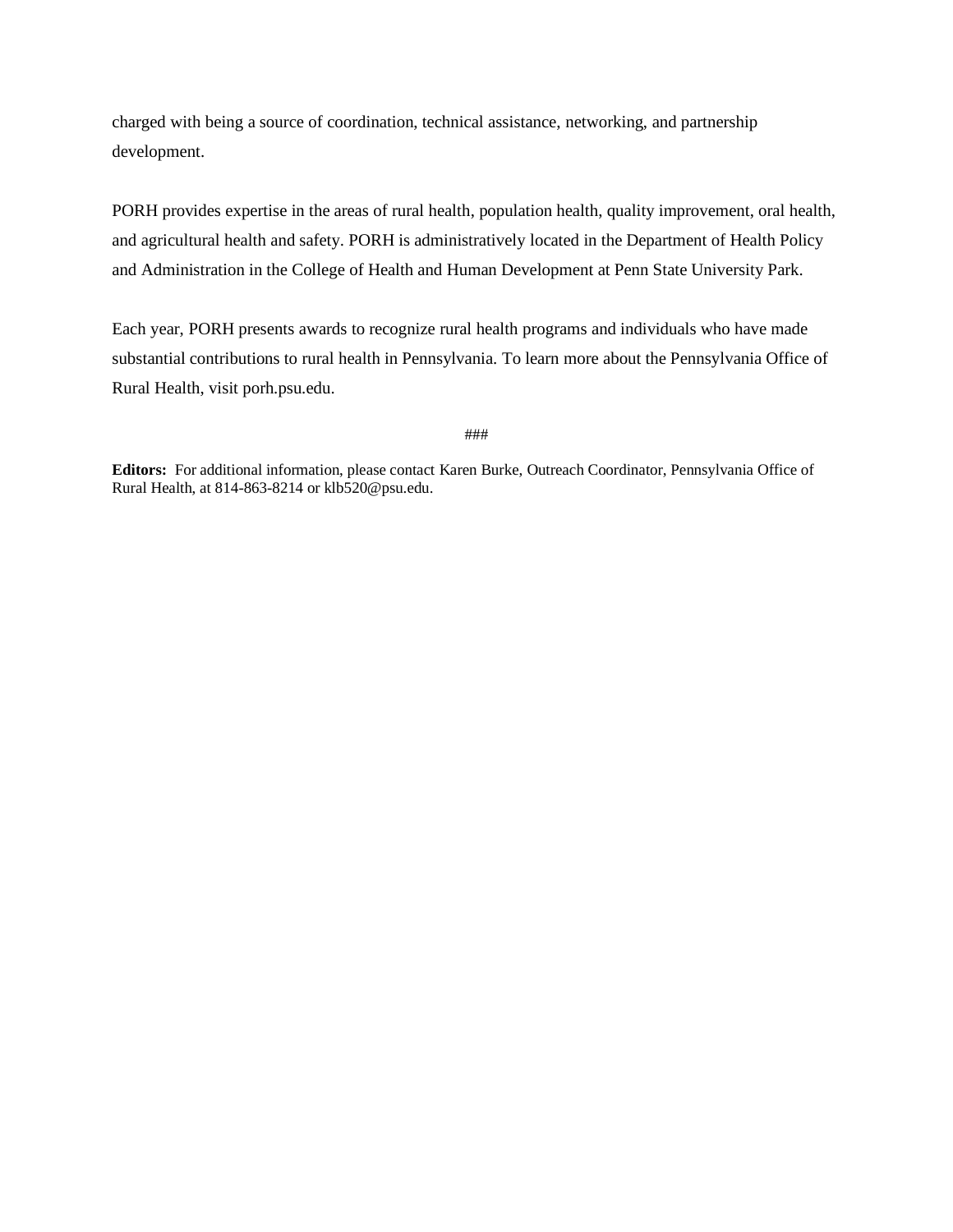charged with being a source of coordination, technical assistance, networking, and partnership development.

PORH provides expertise in the areas of rural health, population health, quality improvement, oral health, and agricultural health and safety. PORH is administratively located in the Department of Health Policy and Administration in the College of Health and Human Development at Penn State University Park.

Each year, PORH presents awards to recognize rural health programs and individuals who have made substantial contributions to rural health in Pennsylvania. To learn more about the Pennsylvania Office of Rural Health, visit porh.psu.edu.

###

**Editors:** For additional information, please contact Karen Burke, Outreach Coordinator, Pennsylvania Office of Rural Health, at 814-863-8214 or klb520@psu.edu.